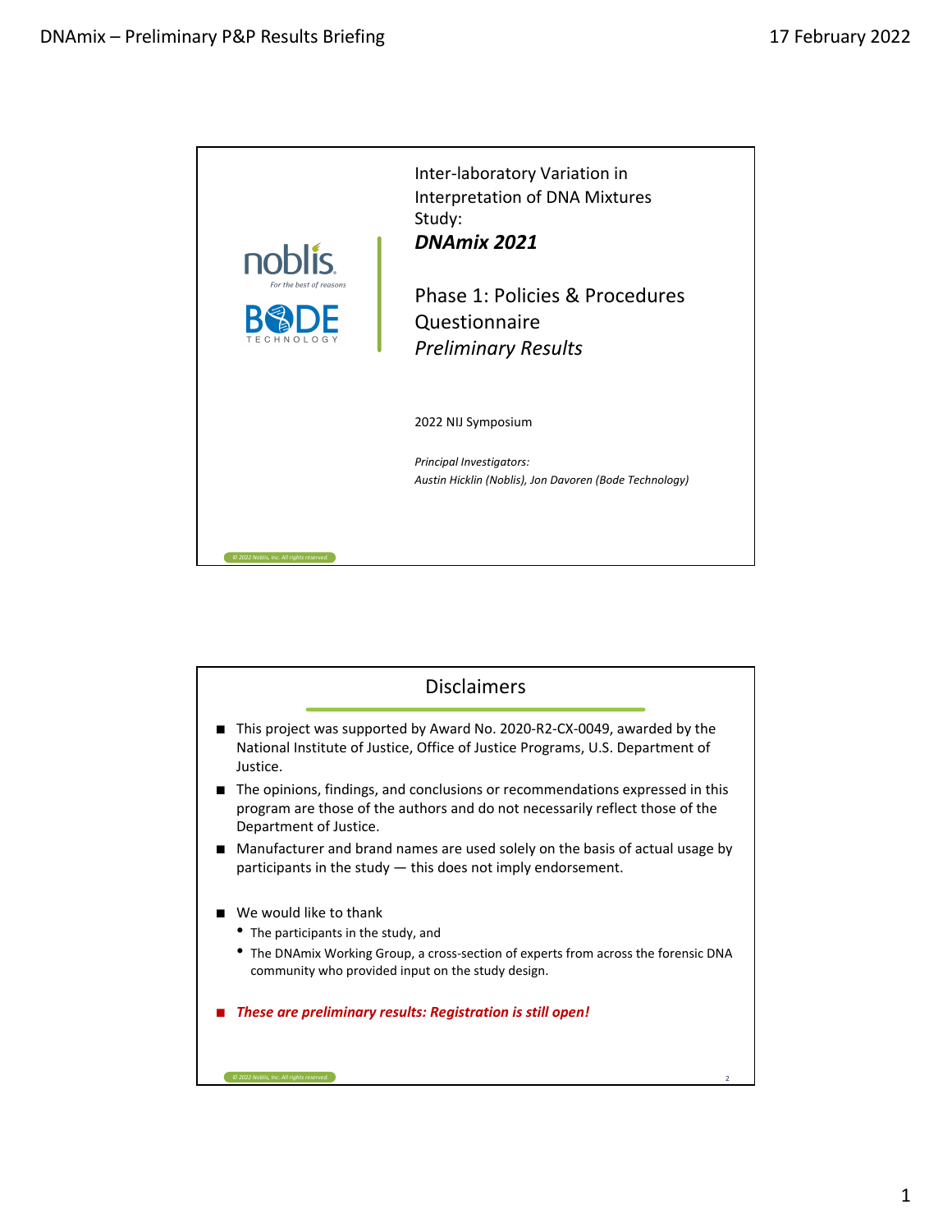Inter-laboratory Variation in Interpretation of DNA Mixtures Study:

***DNAmix 2021***

Phase 1: Policies & Procedures Questionnaire

*Preliminary Results*

2022 NIJ Symposium

*Principal Investigators:*
*Austin Hicklin (Noblis), Jon Davoren (Bode Technology)*

## Disclaimers

- This project was supported by Award No. 2020-R2-CX-0049, awarded by the National Institute of Justice, Office of Justice Programs, U.S. Department of Justice.
- The opinions, findings, and conclusions or recommendations expressed in this program are those of the authors and do not necessarily reflect those of the Department of Justice.
- Manufacturer and brand names are used solely on the basis of actual usage by participants in the study — this does not imply endorsement.
- We would like to thank
  - The participants in the study, and
  - The DNAmix Working Group, a cross-section of experts from across the forensic DNA community who provided input on the study design.
- ***These are preliminary results: Registration is still open!***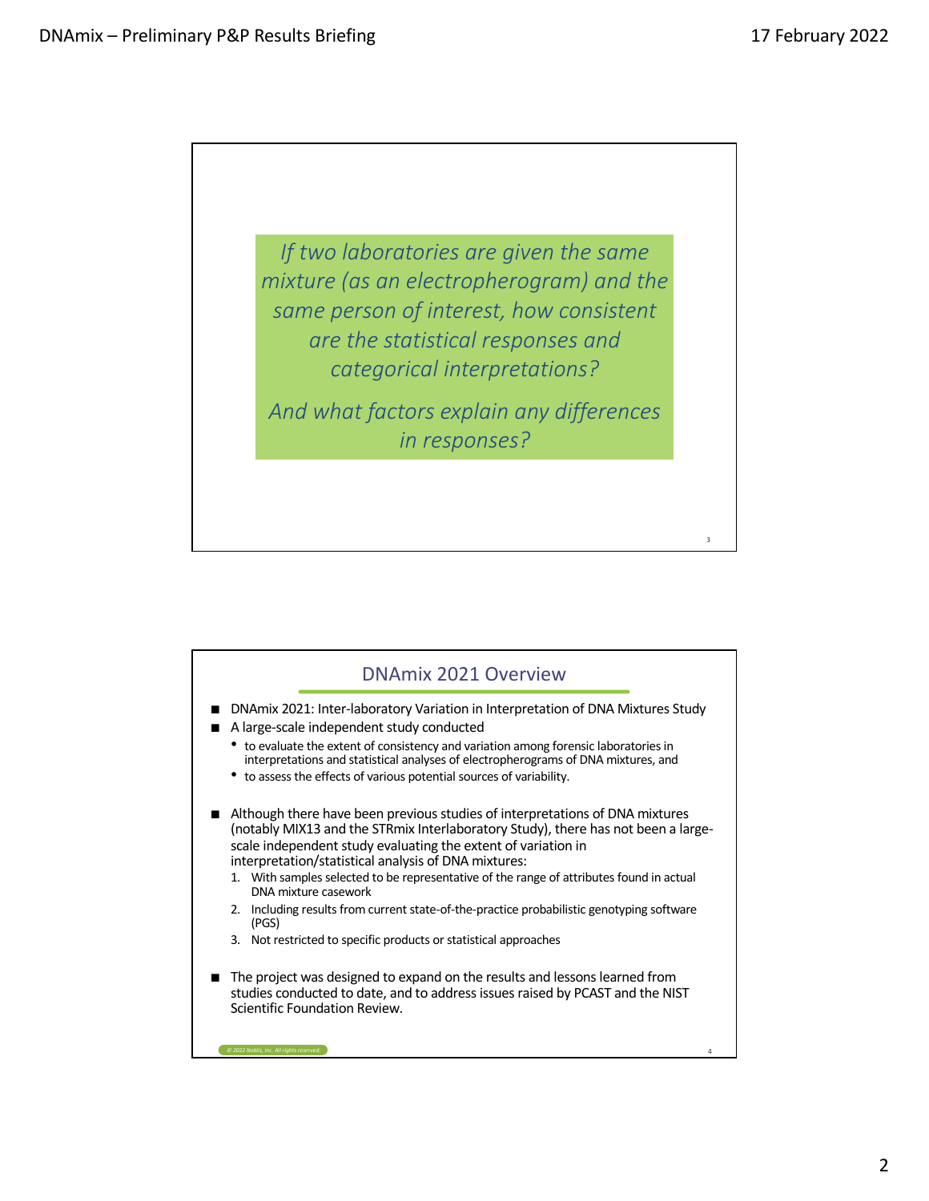*If two laboratories are given the same mixture (as an electropherogram) and the same person of interest, how consistent are the statistical responses and categorical interpretations?*

*And what factors explain any differences in responses?*

## DNAmix 2021 Overview

- DNAmix 2021: Inter-laboratory Variation in Interpretation of DNA Mixtures Study
- A large-scale independent study conducted
  - to evaluate the extent of consistency and variation among forensic laboratories in interpretations and statistical analyses of electropherograms of DNA mixtures, and
  - to assess the effects of various potential sources of variability.

- Although there have been previous studies of interpretations of DNA mixtures (notably MIX13 and the STRmix Interlaboratory Study), there has not been a large-scale independent study evaluating the extent of variation in interpretation/statistical analysis of DNA mixtures:
  1. With samples selected to be representative of the range of attributes found in actual DNA mixture casework
  2. Including results from current state-of-the-practice probabilistic genotyping software (PGS)
  3. Not restricted to specific products or statistical approaches

- The project was designed to expand on the results and lessons learned from studies conducted to date, and to address issues raised by PCAST and the NIST Scientific Foundation Review.

© 2022 Noblis, Inc. All rights reserved.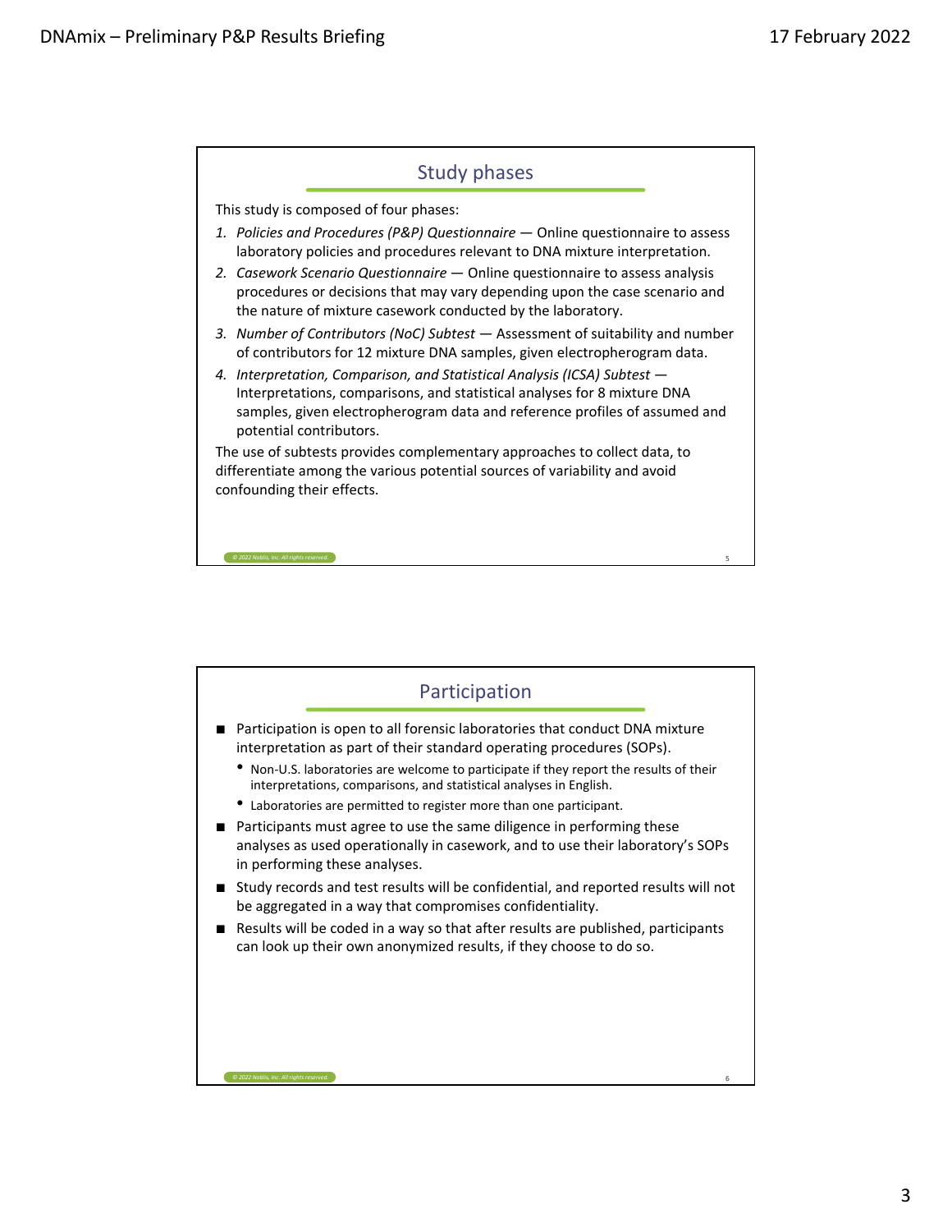## Study phases

This study is composed of four phases:

1. *Policies and Procedures (P&P) Questionnaire* — Online questionnaire to assess laboratory policies and procedures relevant to DNA mixture interpretation.
2. *Casework Scenario Questionnaire* — Online questionnaire to assess analysis procedures or decisions that may vary depending upon the case scenario and the nature of mixture casework conducted by the laboratory.
3. *Number of Contributors (NoC) Subtest* — Assessment of suitability and number of contributors for 12 mixture DNA samples, given electropherogram data.
4. *Interpretation, Comparison, and Statistical Analysis (ICSA) Subtest* — Interpretations, comparisons, and statistical analyses for 8 mixture DNA samples, given electropherogram data and reference profiles of assumed and potential contributors.

The use of subtests provides complementary approaches to collect data, to differentiate among the various potential sources of variability and avoid confounding their effects.

## Participation

- Participation is open to all forensic laboratories that conduct DNA mixture interpretation as part of their standard operating procedures (SOPs).
  - Non-U.S. laboratories are welcome to participate if they report the results of their interpretations, comparisons, and statistical analyses in English.
  - Laboratories are permitted to register more than one participant.
- Participants must agree to use the same diligence in performing these analyses as used operationally in casework, and to use their laboratory's SOPs in performing these analyses.
- Study records and test results will be confidential, and reported results will not be aggregated in a way that compromises confidentiality.
- Results will be coded in a way so that after results are published, participants can look up their own anonymized results, if they choose to do so.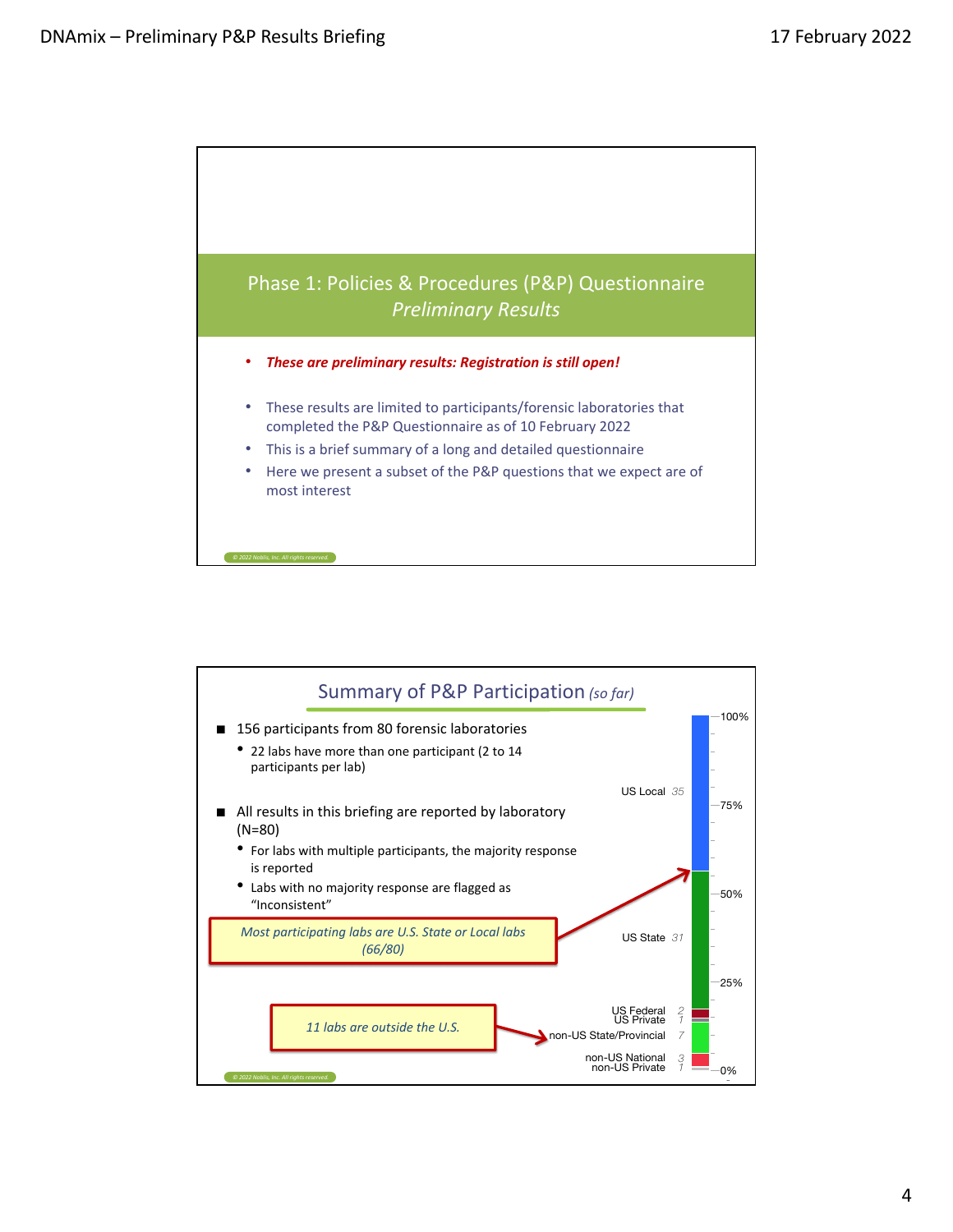## Phase 1: Policies & Procedures (P&P) Questionnaire
*Preliminary Results*

- ***These are preliminary results: Registration is still open!***

- These results are limited to participants/forensic laboratories that completed the P&P Questionnaire as of 10 February 2022
- This is a brief summary of a long and detailed questionnaire
- Here we present a subset of the P&P questions that we expect are of most interest

© 2022 Noblis, Inc. All rights reserved.

## Summary of P&P Participation *(so far)*

- 156 participants from 80 forensic laboratories
  - 22 labs have more than one participant (2 to 14 participants per lab)
- All results in this briefing are reported by laboratory (N=80)
  - For labs with multiple participants, the majority response is reported
  - Labs with no majority response are flagged as "Inconsistent"

*Most participating labs are U.S. State or Local labs (66/80)*

*11 labs are outside the U.S.*

| Lab type | Number of labs |
|---|---|
| US Local | 35 |
| US State | 31 |
| US Federal | 2 |
| US Private | 1 |
| non-US State/Provincial | 7 |
| non-US National | 3 |
| non-US Private | 1 |

© 2022 Noblis, Inc. All rights reserved.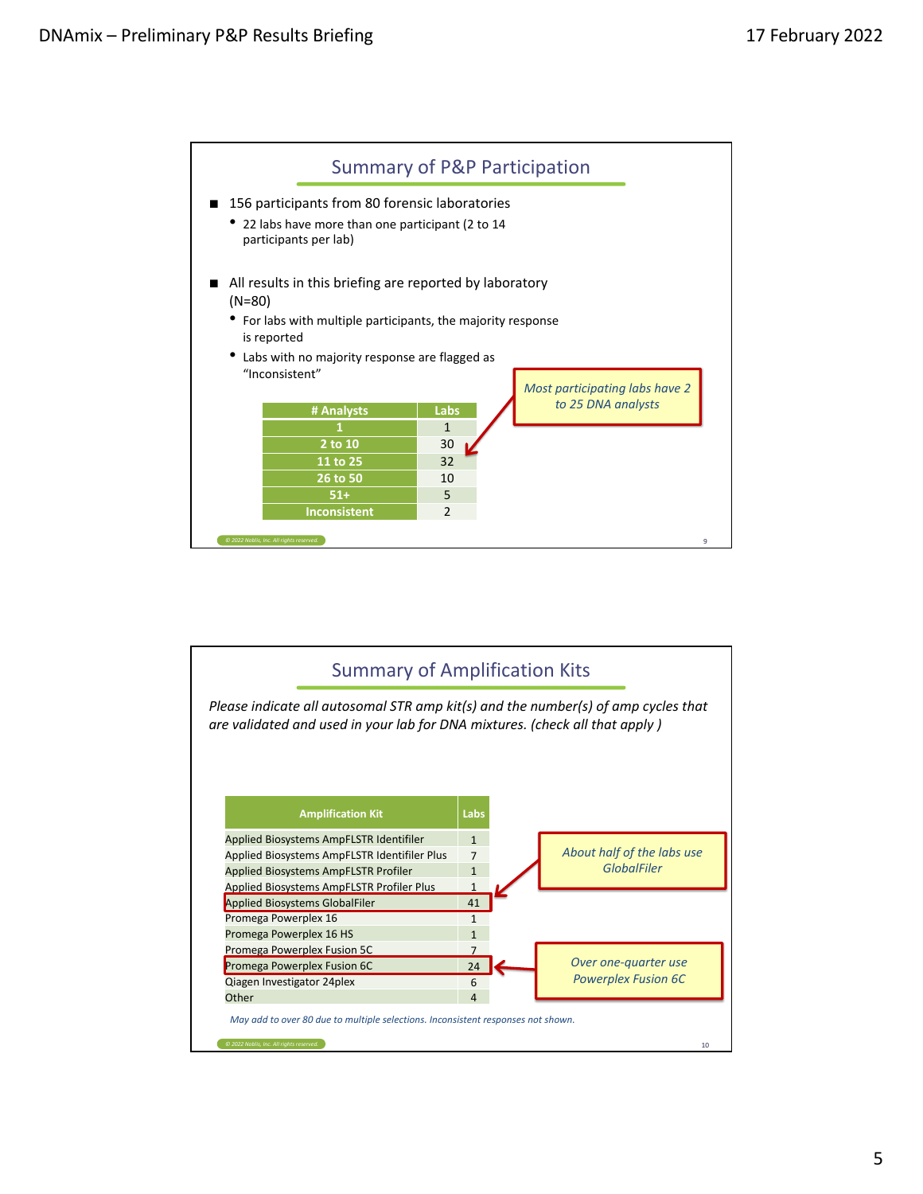## Summary of P&P Participation

- 156 participants from 80 forensic laboratories
  - 22 labs have more than one participant (2 to 14 participants per lab)

- All results in this briefing are reported by laboratory (N=80)
  - For labs with multiple participants, the majority response is reported
  - Labs with no majority response are flagged as "Inconsistent"

| # Analysts | Labs |
|---|---|
| 1 | 1 |
| 2 to 10 | 30 |
| 11 to 25 | 32 |
| 26 to 50 | 10 |
| 51+ | 5 |
| Inconsistent | 2 |

*Most participating labs have 2 to 25 DNA analysts*

## Summary of Amplification Kits

*Please indicate all autosomal STR amp kit(s) and the number(s) of amp cycles that are validated and used in your lab for DNA mixtures. (check all that apply )*

| Amplification Kit | Labs |
|---|---|
| Applied Biosystems AmpFLSTR Identifiler | 1 |
| Applied Biosystems AmpFLSTR Identifiler Plus | 7 |
| Applied Biosystems AmpFLSTR Profiler | 1 |
| Applied Biosystems AmpFLSTR Profiler Plus | 1 |
| Applied Biosystems GlobalFiler | 41 |
| Promega Powerplex 16 | 1 |
| Promega Powerplex 16 HS | 1 |
| Promega Powerplex Fusion 5C | 7 |
| Promega Powerplex Fusion 6C | 24 |
| Qiagen Investigator 24plex | 6 |
| Other | 4 |

*About half of the labs use GlobalFiler*

*Over one-quarter use Powerplex Fusion 6C*

*May add to over 80 due to multiple selections. Inconsistent responses not shown.*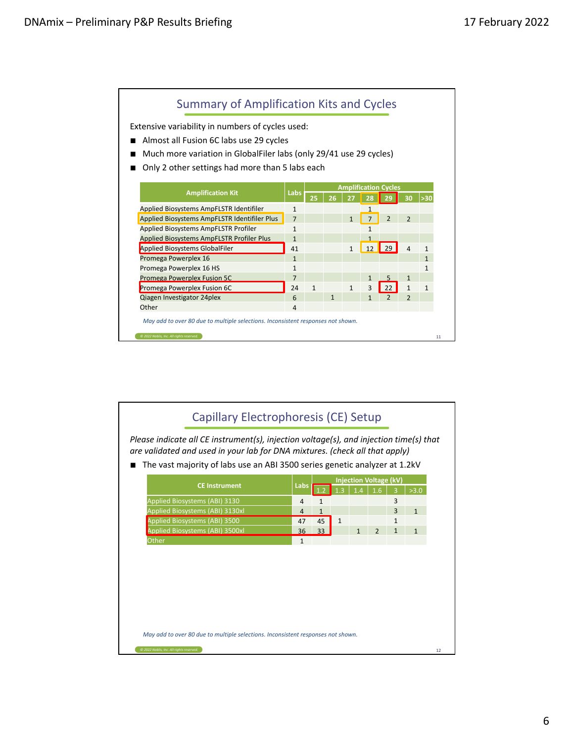## Summary of Amplification Kits and Cycles

Extensive variability in numbers of cycles used:

- Almost all Fusion 6C labs use 29 cycles
- Much more variation in GlobalFiler labs (only 29/41 use 29 cycles)
- Only 2 other settings had more than 5 labs each

| Amplification Kit | Labs | Amplification Cycles | | | | | | |
|---|---|---|---|---|---|---|---|---|
| | | 25 | 26 | 27 | 28 | 29 | 30 | >30 |
| Applied Biosystems AmpFLSTR Identifiler | 1 | | | | 1 | | | |
| Applied Biosystems AmpFLSTR Identifiler Plus | 7 | | | 1 | 7 | 2 | 2 | |
| Applied Biosystems AmpFLSTR Profiler | 1 | | | | 1 | | | |
| Applied Biosystems AmpFLSTR Profiler Plus | 1 | | | | 1 | | | |
| Applied Biosystems GlobalFiler | 41 | | | 1 | 12 | 29 | 4 | 1 |
| Promega Powerplex 16 | 1 | | | | | | | 1 |
| Promega Powerplex 16 HS | 1 | | | | | | | 1 |
| Promega Powerplex Fusion 5C | 7 | | | | 1 | 5 | 1 | |
| Promega Powerplex Fusion 6C | 24 | 1 | | 1 | 3 | 22 | 1 | 1 |
| Qiagen Investigator 24plex | 6 | | 1 | | 1 | 2 | 2 | |
| Other | 4 | | | | | | | |

*May add to over 80 due to multiple selections. Inconsistent responses not shown.*

© 2022 Noblis, Inc. All rights reserved.

## Capillary Electrophoresis (CE) Setup

*Please indicate all CE instrument(s), injection voltage(s), and injection time(s) that are validated and used in your lab for DNA mixtures. (check all that apply)*

- The vast majority of labs use an ABI 3500 series genetic analyzer at 1.2kV

| CE Instrument | Labs | Injection Voltage (kV) | | | | | |
|---|---|---|---|---|---|---|---|
| | | 1.2 | 1.3 | 1.4 | 1.6 | 3 | >3.0 |
| Applied Biosystems (ABI) 3130 | 4 | 1 | | | | 3 | |
| Applied Biosystems (ABI) 3130xl | 4 | 1 | | | | 3 | 1 |
| Applied Biosystems (ABI) 3500 | 47 | 45 | 1 | | | 1 | |
| Applied Biosystems (ABI) 3500xl | 36 | 33 | | 1 | 2 | 1 | 1 |
| Other | 1 | | | | | | |

*May add to over 80 due to multiple selections. Inconsistent responses not shown.*

© 2022 Noblis, Inc. All rights reserved.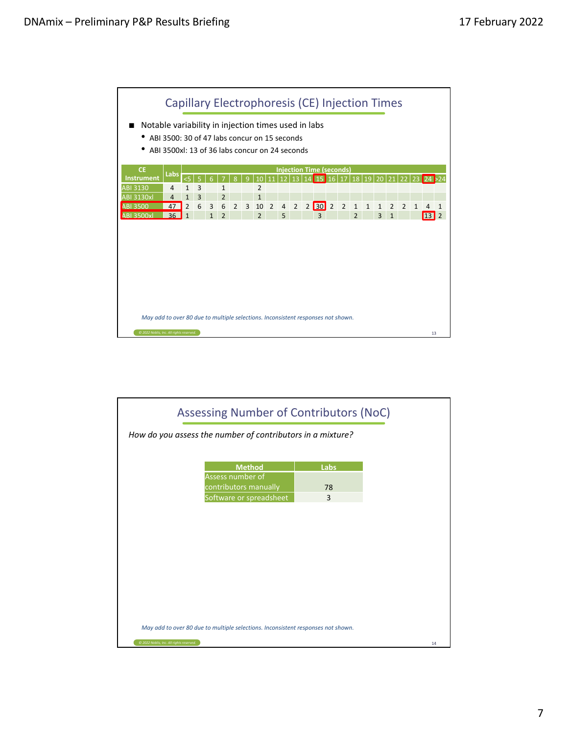## Capillary Electrophoresis (CE) Injection Times

- Notable variability in injection times used in labs
  - ABI 3500: 30 of 47 labs concur on 15 seconds
  - ABI 3500xl: 13 of 36 labs concur on 24 seconds

| CE Instrument | Labs | Injection Time (seconds) | | | | | | | | | | | | | | | | | | | | | |
|---|---|---|---|---|---|---|---|---|---|---|---|---|---|---|---|---|---|---|---|---|---|---|---|
| | | <5 | 5 | 6 | 7 | 8 | 9 | 10 | 11 | 12 | 13 | 14 | 15 | 16 | 17 | 18 | 19 | 20 | 21 | 22 | 23 | 24 | >24 |
| ABI 3130 | 4 | 1 | 3 | | 1 | | | 2 | | | | | | | | | | | | | | | |
| ABI 3130xl | 4 | 1 | 3 | | 2 | | | 1 | | | | | | | | | | | | | | | |
| ABI 3500 | 47 | 2 | 6 | 3 | 6 | 2 | 3 | 10 | 2 | 4 | 2 | 2 | 30 | 2 | 2 | 1 | 1 | 1 | 2 | 2 | 1 | 4 | 1 |
| ABI 3500xl | 36 | 1 | | 1 | 2 | | | 2 | | 5 | | | 3 | | | 2 | | 3 | 1 | | | 13 | 2 |

*May add to over 80 due to multiple selections. Inconsistent responses not shown.*

## Assessing Number of Contributors (NoC)

*How do you assess the number of contributors in a mixture?*

| Method | Labs |
|---|---|
| Assess number of contributors manually | 78 |
| Software or spreadsheet | 3 |

*May add to over 80 due to multiple selections. Inconsistent responses not shown.*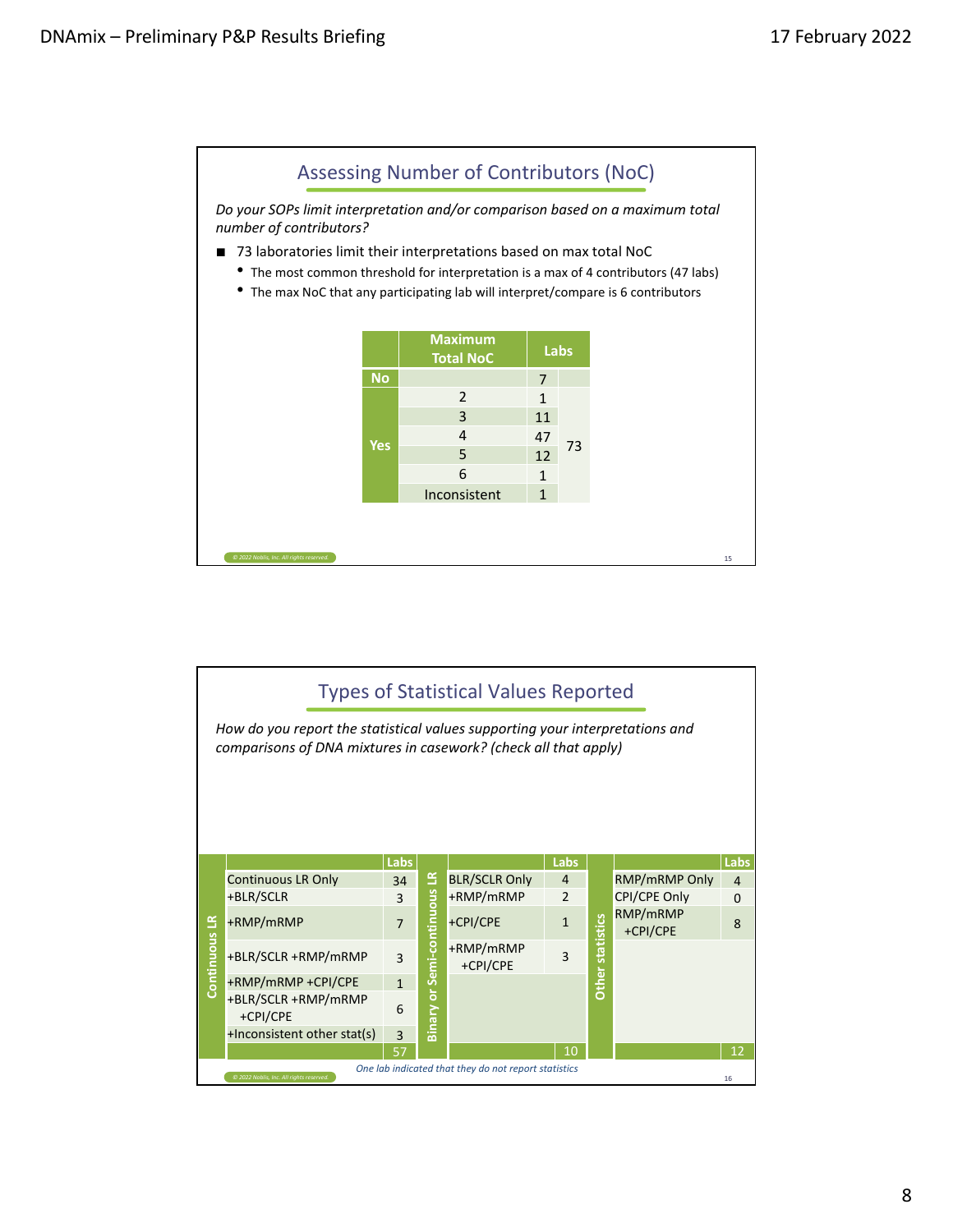## Assessing Number of Contributors (NoC)

*Do your SOPs limit interpretation and/or comparison based on a maximum total number of contributors?*

- 73 laboratories limit their interpretations based on max total NoC
  - The most common threshold for interpretation is a max of 4 contributors (47 labs)
  - The max NoC that any participating lab will interpret/compare is 6 contributors

| | Maximum Total NoC | Labs | |
|---|---|---|---|
| No | | 7 | |
| Yes | 2 | 1 | 73 |
| | 3 | 11 | |
| | 4 | 47 | |
| | 5 | 12 | |
| | 6 | 1 | |
| | Inconsistent | 1 | |

## Types of Statistical Values Reported

*How do you report the statistical values supporting your interpretations and comparisons of DNA mixtures in casework? (check all that apply)*

**Continuous LR**

| | Labs |
|---|---|
| Continuous LR Only | 34 |
| +BLR/SCLR | 3 |
| +RMP/mRMP | 7 |
| +BLR/SCLR +RMP/mRMP | 3 |
| +RMP/mRMP +CPI/CPE | 1 |
| +BLR/SCLR +RMP/mRMP +CPI/CPE | 6 |
| +Inconsistent other stat(s) | 3 |
| **Total** | 57 |

**Binary or Semi-continuous LR**

| | Labs |
|---|---|
| BLR/SCLR Only | 4 |
| +RMP/mRMP | 2 |
| +CPI/CPE | 1 |
| +RMP/mRMP +CPI/CPE | 3 |
| **Total** | 10 |

**Other statistics**

| | Labs |
|---|---|
| RMP/mRMP Only | 4 |
| CPI/CPE Only | 0 |
| RMP/mRMP +CPI/CPE | 8 |
| **Total** | 12 |

*One lab indicated that they do not report statistics*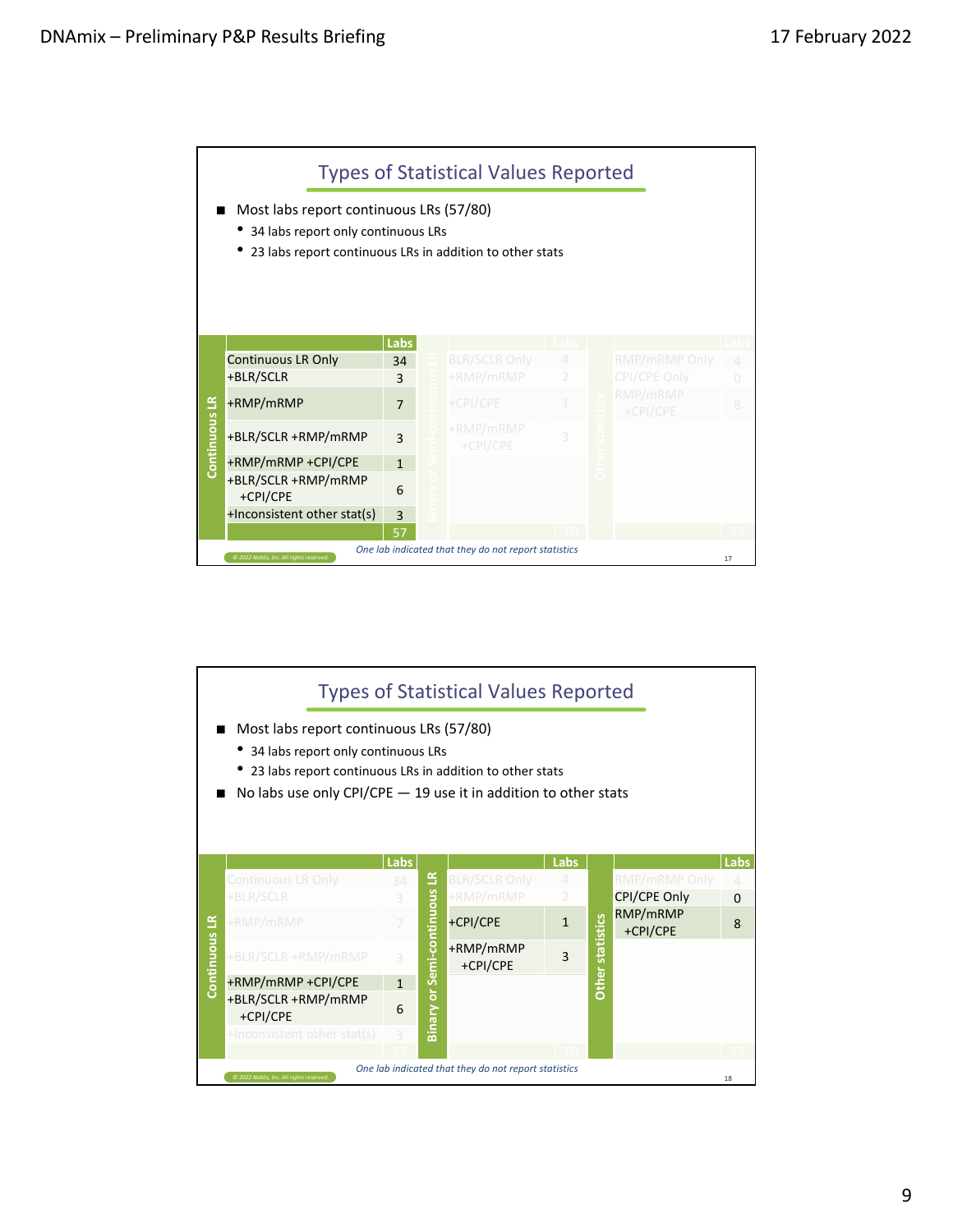## Types of Statistical Values Reported

- Most labs report continuous LRs (57/80)
  - 34 labs report only continuous LRs
  - 23 labs report continuous LRs in addition to other stats

| Continuous LR | Labs |
|---|---|
| Continuous LR Only | 34 |
| +BLR/SCLR | 3 |
| +RMP/mRMP | 7 |
| +BLR/SCLR +RMP/mRMP | 3 |
| +RMP/mRMP +CPI/CPE | 1 |
| +BLR/SCLR +RMP/mRMP +CPI/CPE | 6 |
| +Inconsistent other stat(s) | 3 |
| | 57 |

| Binary or Semi-continuous LR | Labs |
|---|---|
| BLR/SCLR Only | 4 |
| +RMP/mRMP | 2 |
| +CPI/CPE | 1 |
| +RMP/mRMP +CPI/CPE | 3 |
| | 10 |

| Other statistics | Labs |
|---|---|
| RMP/mRMP Only | 4 |
| CPI/CPE Only | 0 |
| RMP/mRMP +CPI/CPE | 8 |
| | 12 |

*One lab indicated that they do not report statistics*

© 2022 Noblis, Inc. All rights reserved.

## Types of Statistical Values Reported

- Most labs report continuous LRs (57/80)
  - 34 labs report only continuous LRs
  - 23 labs report continuous LRs in addition to other stats
- No labs use only CPI/CPE — 19 use it in addition to other stats

| Continuous LR | Labs |
|---|---|
| Continuous LR Only | 34 |
| +BLR/SCLR | 3 |
| +RMP/mRMP | 7 |
| +BLR/SCLR +RMP/mRMP | 3 |
| +RMP/mRMP +CPI/CPE | 1 |
| +BLR/SCLR +RMP/mRMP +CPI/CPE | 6 |
| +Inconsistent other stat(s) | 3 |
| | 57 |

| Binary or Semi-continuous LR | Labs |
|---|---|
| BLR/SCLR Only | 4 |
| +RMP/mRMP | 2 |
| +CPI/CPE | 1 |
| +RMP/mRMP +CPI/CPE | 3 |
| | 10 |

| Other statistics | Labs |
|---|---|
| RMP/mRMP Only | 4 |
| CPI/CPE Only | 0 |
| RMP/mRMP +CPI/CPE | 8 |
| | 12 |

*One lab indicated that they do not report statistics*

© 2022 Noblis, Inc. All rights reserved.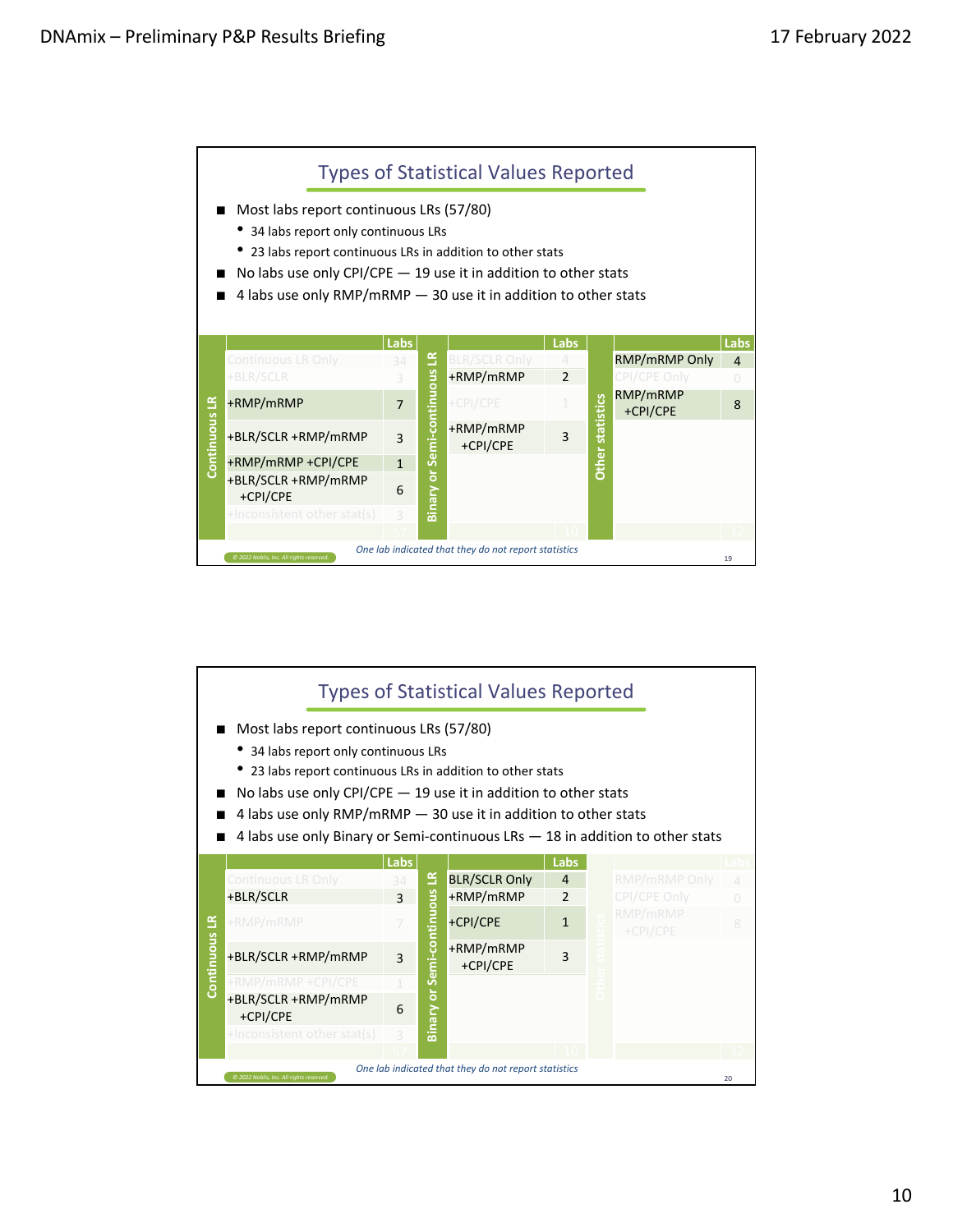## Types of Statistical Values Reported

- Most labs report continuous LRs (57/80)
  - 34 labs report only continuous LRs
  - 23 labs report continuous LRs in addition to other stats
- No labs use only CPI/CPE — 19 use it in addition to other stats
- 4 labs use only RMP/mRMP — 30 use it in addition to other stats

| Continuous LR | Labs | Binary or Semi-continuous LR | Labs | Other statistics | Labs |
|---|---|---|---|---|---|
| Continuous LR Only | 34 | BLR/SCLR Only | 4 | RMP/mRMP Only | 4 |
| +BLR/SCLR | 3 | +RMP/mRMP | 2 | CPI/CPE Only | 0 |
| +RMP/mRMP | 7 | +CPI/CPE | 1 | RMP/mRMP +CPI/CPE | 8 |
| +BLR/SCLR +RMP/mRMP | 3 | +RMP/mRMP +CPI/CPE | 3 | | |
| +RMP/mRMP +CPI/CPE | 1 | | | | |
| +BLR/SCLR +RMP/mRMP +CPI/CPE | 6 | | | | |
| +Inconsistent other stat(s) | 3 | | | | |
| | 57 | | 10 | | 12 |

*One lab indicated that they do not report statistics*

© 2022 Noblis, Inc. All rights reserved.

## Types of Statistical Values Reported

- Most labs report continuous LRs (57/80)
  - 34 labs report only continuous LRs
  - 23 labs report continuous LRs in addition to other stats
- No labs use only CPI/CPE — 19 use it in addition to other stats
- 4 labs use only RMP/mRMP — 30 use it in addition to other stats
- 4 labs use only Binary or Semi-continuous LRs — 18 in addition to other stats

| Continuous LR | Labs | Binary or Semi-continuous LR | Labs | Other statistics | Labs |
|---|---|---|---|---|---|
| Continuous LR Only | 34 | BLR/SCLR Only | 4 | RMP/mRMP Only | 4 |
| +BLR/SCLR | 3 | +RMP/mRMP | 2 | CPI/CPE Only | 0 |
| +RMP/mRMP | 7 | +CPI/CPE | 1 | RMP/mRMP +CPI/CPE | 8 |
| +BLR/SCLR +RMP/mRMP | 3 | +RMP/mRMP +CPI/CPE | 3 | | |
| +RMP/mRMP +CPI/CPE | 1 | | | | |
| +BLR/SCLR +RMP/mRMP +CPI/CPE | 6 | | | | |
| +Inconsistent other stat(s) | 3 | | | | |
| | 57 | | 10 | | 12 |

*One lab indicated that they do not report statistics*

© 2022 Noblis, Inc. All rights reserved.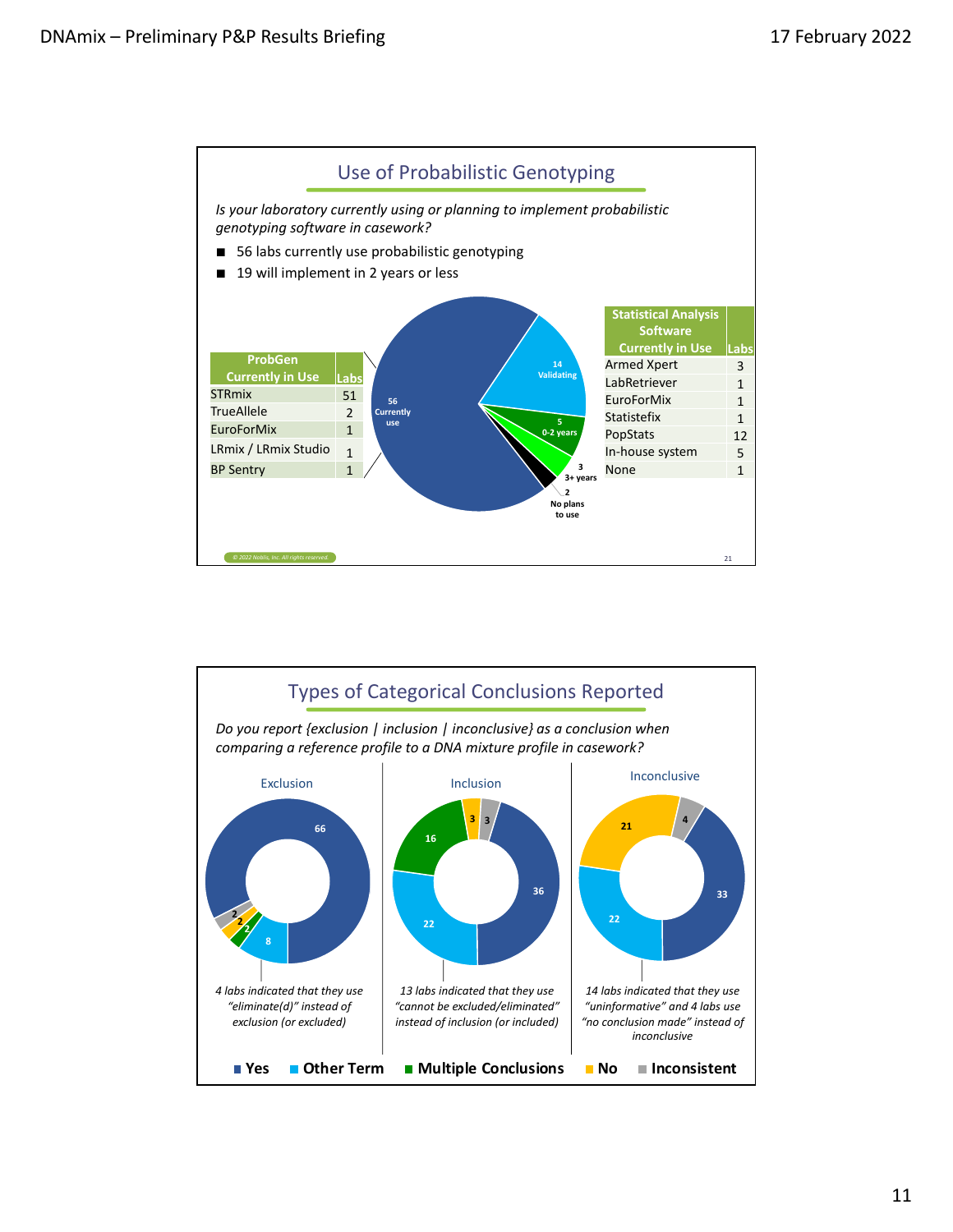## Use of Probabilistic Genotyping

*Is your laboratory currently using or planning to implement probabilistic genotyping software in casework?*

- 56 labs currently use probabilistic genotyping
- 19 will implement in 2 years or less

| ProbGen Currently in Use | Labs |
|---|---|
| STRmix | 51 |
| TrueAllele | 2 |
| EuroForMix | 1 |
| LRmix / LRmix Studio | 1 |
| BP Sentry | 1 |

- 56 Currently use
- 14 Validating
- 5 0-2 years
- 3 3+ years
- 2 No plans to use

| Statistical Analysis Software Currently in Use | Labs |
|---|---|
| Armed Xpert | 3 |
| LabRetriever | 1 |
| EuroForMix | 1 |
| Statistefix | 1 |
| PopStats | 12 |
| In-house system | 5 |
| None | 1 |

## Types of Categorical Conclusions Reported

*Do you report {exclusion | inclusion | inconclusive} as a conclusion when comparing a reference profile to a DNA mixture profile in casework?*

| | Exclusion | Inclusion | Inconclusive |
|---|---|---|---|
| Yes | 66 | 36 | 33 |
| Other Term | 8 | 22 | 22 |
| Multiple Conclusions | 2 | 16 | |
| No | 2 | 3 | 21 |
| Inconsistent | 2 | 3 | 4 |

*4 labs indicated that they use "eliminate(d)" instead of exclusion (or excluded)*

*13 labs indicated that they use "cannot be excluded/eliminated" instead of inclusion (or included)*

*14 labs indicated that they use "uninformative" and 4 labs use "no conclusion made" instead of inconclusive*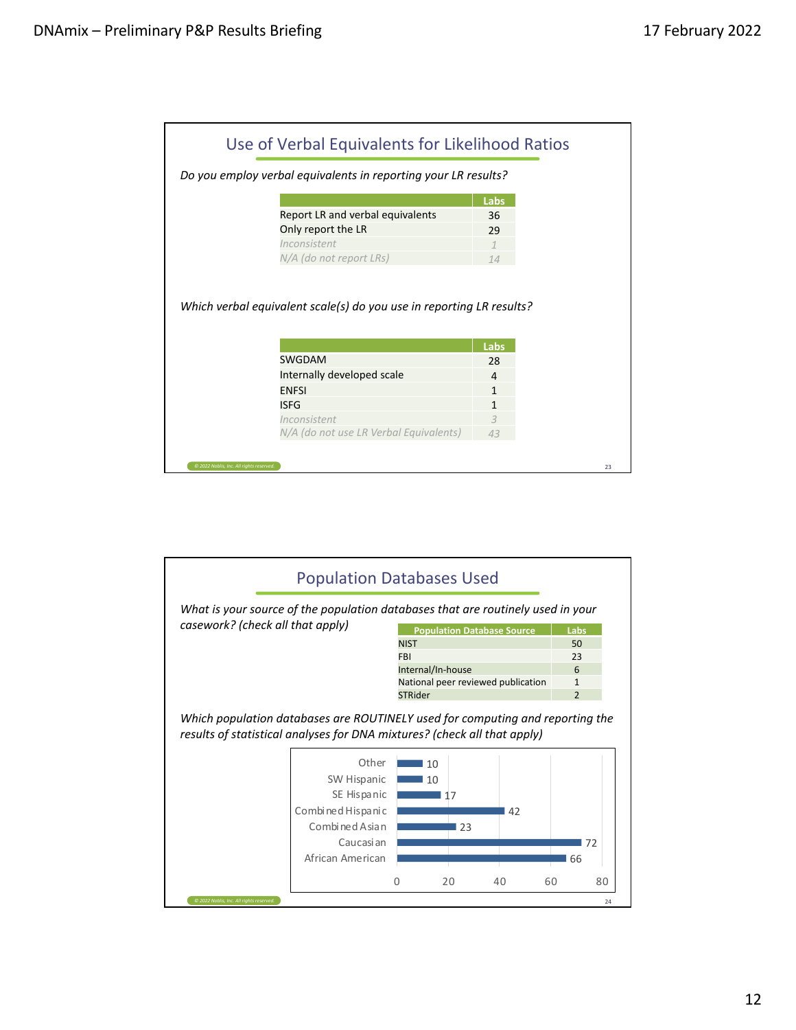## Use of Verbal Equivalents for Likelihood Ratios

*Do you employ verbal equivalents in reporting your LR results?*

| | Labs |
|---|---|
| Report LR and verbal equivalents | 36 |
| Only report the LR | 29 |
| *Inconsistent* | *1* |
| *N/A (do not report LRs)* | *14* |

*Which verbal equivalent scale(s) do you use in reporting LR results?*

| | Labs |
|---|---|
| SWGDAM | 28 |
| Internally developed scale | 4 |
| ENFSI | 1 |
| ISFG | 1 |
| *Inconsistent* | *3* |
| *N/A (do not use LR Verbal Equivalents)* | *43* |

## Population Databases Used

*What is your source of the population databases that are routinely used in your casework? (check all that apply)*

| Population Database Source | Labs |
|---|---|
| NIST | 50 |
| FBI | 23 |
| Internal/In-house | 6 |
| National peer reviewed publication | 1 |
| STRider | 2 |

*Which population databases are ROUTINELY used for computing and reporting the results of statistical analyses for DNA mixtures? (check all that apply)*

| Population | Labs |
|---|---|
| Other | 10 |
| SW Hispanic | 10 |
| SE Hispanic | 17 |
| Combined Hispanic | 42 |
| Combined Asian | 23 |
| Caucasian | 72 |
| African American | 66 |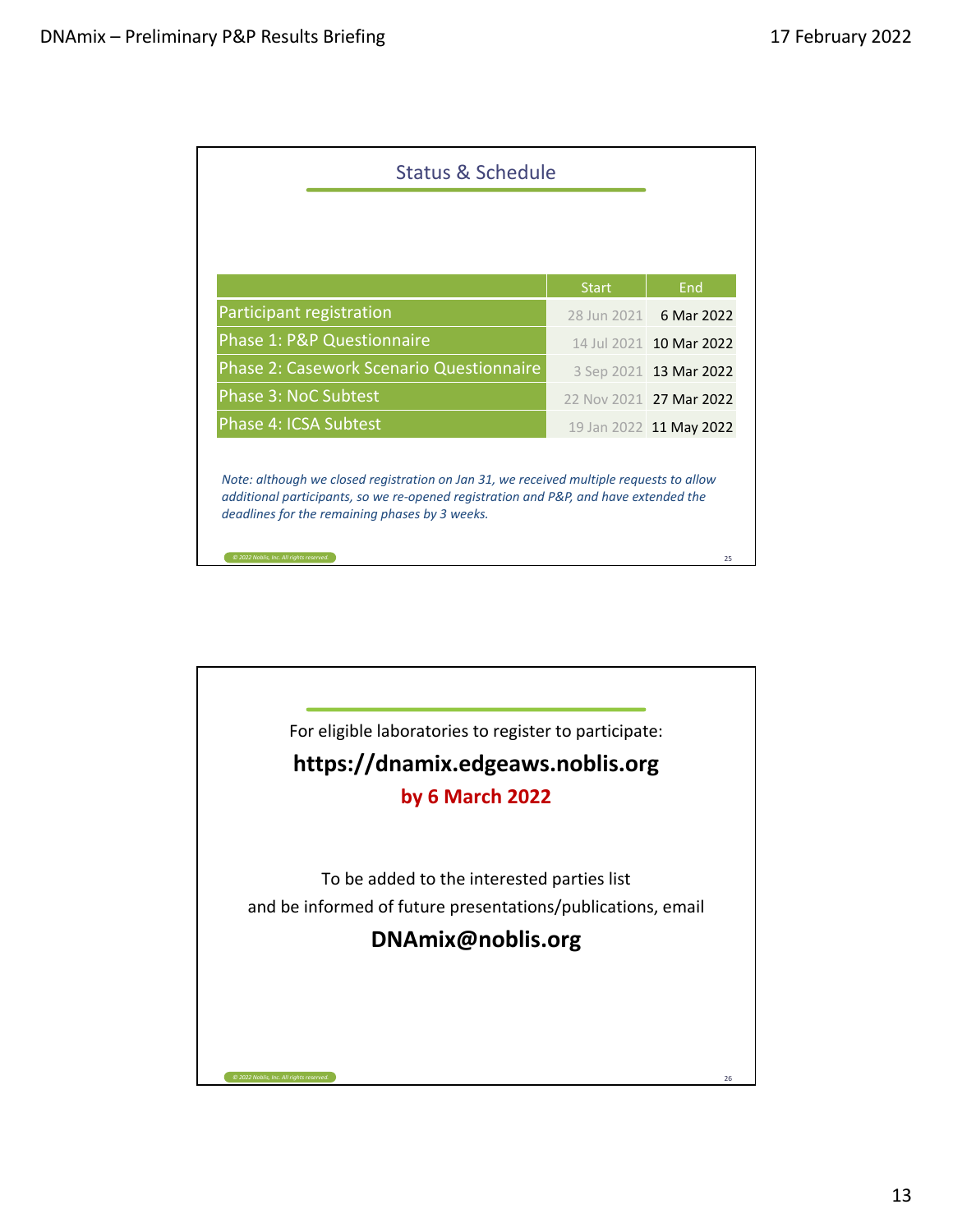## Status & Schedule

| | Start | End |
|---|---|---|
| Participant registration | 28 Jun 2021 | 6 Mar 2022 |
| Phase 1: P&P Questionnaire | 14 Jul 2021 | 10 Mar 2022 |
| Phase 2: Casework Scenario Questionnaire | 3 Sep 2021 | 13 Mar 2022 |
| Phase 3: NoC Subtest | 22 Nov 2021 | 27 Mar 2022 |
| Phase 4: ICSA Subtest | 19 Jan 2022 | 11 May 2022 |

*Note: although we closed registration on Jan 31, we received multiple requests to allow additional participants, so we re-opened registration and P&P, and have extended the deadlines for the remaining phases by 3 weeks.*

© 2022 Noblis, Inc. All rights reserved.

---

For eligible laboratories to register to participate:

**https://dnamix.edgeaws.noblis.org**

**by 6 March 2022**

To be added to the interested parties list
and be informed of future presentations/publications, email

**DNAmix@noblis.org**

© 2022 Noblis, Inc. All rights reserved.